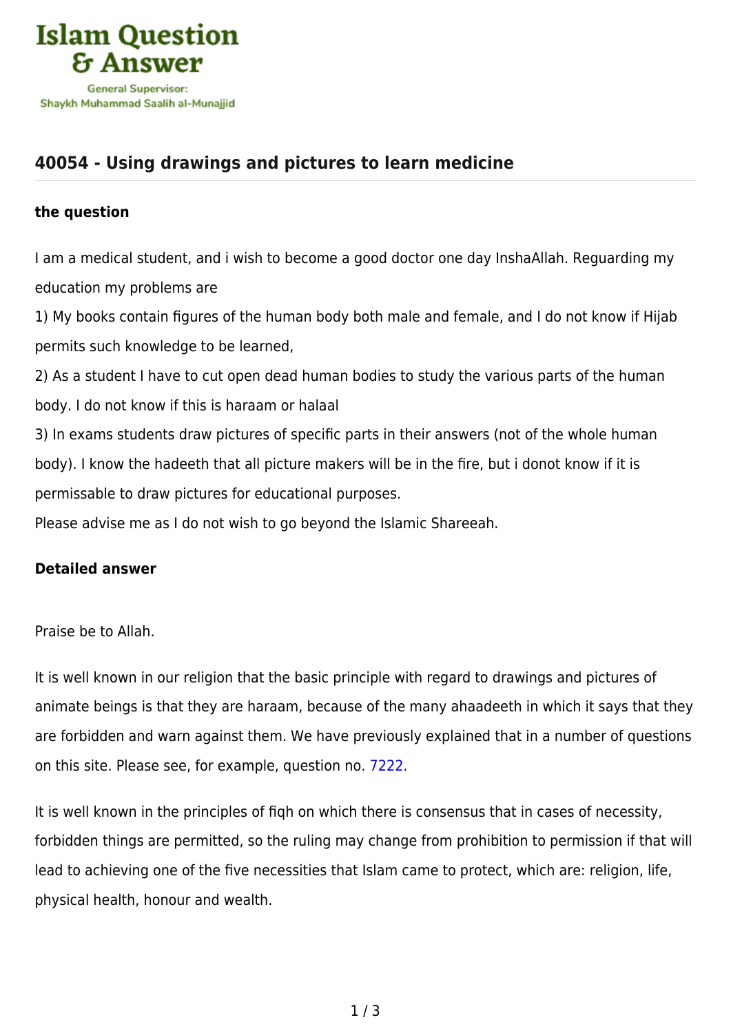# Islam Question & Answer

General Supervisor:
Shaykh Muhammad Saalih al-Munajjid

## 40054 - Using drawings and pictures to learn medicine

### the question

I am a medical student, and i wish to become a good doctor one day InshaAllah. Reguarding my education my problems are

1) My books contain figures of the human body both male and female, and I do not know if Hijab permits such knowledge to be learned,

2) As a student I have to cut open dead human bodies to study the various parts of the human body. I do not know if this is haraam or halaal

3) In exams students draw pictures of specific parts in their answers (not of the whole human body). I know the hadeeth that all picture makers will be in the fire, but i donot know if it is permissable to draw pictures for educational purposes.

Please advise me as I do not wish to go beyond the Islamic Shareeah.

### Detailed answer

Praise be to Allah.

It is well known in our religion that the basic principle with regard to drawings and pictures of animate beings is that they are haraam, because of the many ahaadeeth in which it says that they are forbidden and warn against them. We have previously explained that in a number of questions on this site. Please see, for example, question no. 7222.

It is well known in the principles of fiqh on which there is consensus that in cases of necessity, forbidden things are permitted, so the ruling may change from prohibition to permission if that will lead to achieving one of the five necessities that Islam came to protect, which are: religion, life, physical health, honour and wealth.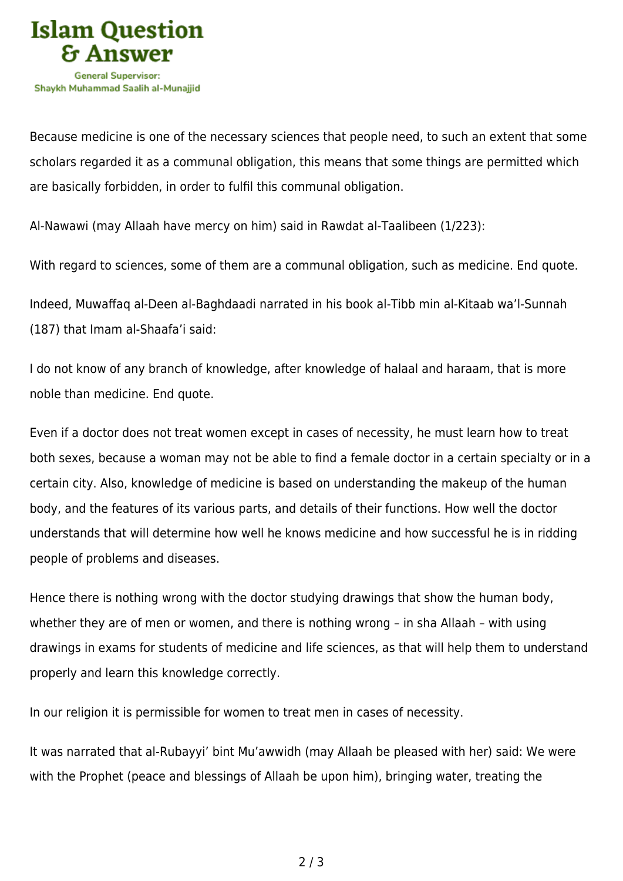Because medicine is one of the necessary sciences that people need, to such an extent that some scholars regarded it as a communal obligation, this means that some things are permitted which are basically forbidden, in order to fulfil this communal obligation.

Al-Nawawi (may Allaah have mercy on him) said in Rawdat al-Taalibeen (1/223):

With regard to sciences, some of them are a communal obligation, such as medicine. End quote.

Indeed, Muwaffaq al-Deen al-Baghdaadi narrated in his book al-Tibb min al-Kitaab wa'l-Sunnah (187) that Imam al-Shaafa'i said:

I do not know of any branch of knowledge, after knowledge of halaal and haraam, that is more noble than medicine. End quote.

Even if a doctor does not treat women except in cases of necessity, he must learn how to treat both sexes, because a woman may not be able to find a female doctor in a certain specialty or in a certain city. Also, knowledge of medicine is based on understanding the makeup of the human body, and the features of its various parts, and details of their functions. How well the doctor understands that will determine how well he knows medicine and how successful he is in ridding people of problems and diseases.

Hence there is nothing wrong with the doctor studying drawings that show the human body, whether they are of men or women, and there is nothing wrong – in sha Allaah – with using drawings in exams for students of medicine and life sciences, as that will help them to understand properly and learn this knowledge correctly.

In our religion it is permissible for women to treat men in cases of necessity.

It was narrated that al-Rubayyi' bint Mu'awwidh (may Allaah be pleased with her) said: We were with the Prophet (peace and blessings of Allaah be upon him), bringing water, treating the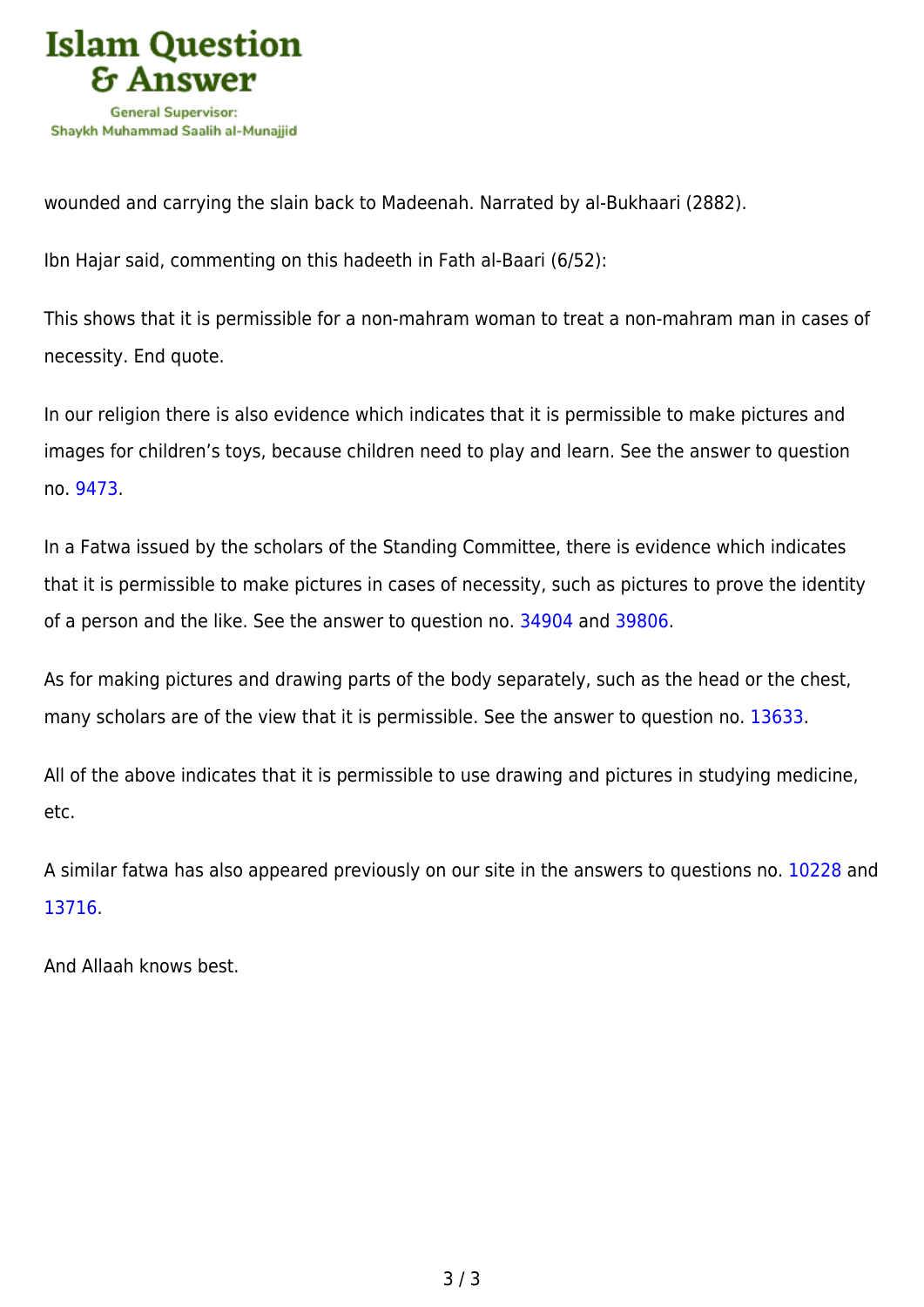wounded and carrying the slain back to Madeenah. Narrated by al-Bukhaari (2882).

Ibn Hajar said, commenting on this hadeeth in Fath al-Baari (6/52):

This shows that it is permissible for a non-mahram woman to treat a non-mahram man in cases of necessity. End quote.

In our religion there is also evidence which indicates that it is permissible to make pictures and images for children's toys, because children need to play and learn. See the answer to question no. 9473.

In a Fatwa issued by the scholars of the Standing Committee, there is evidence which indicates that it is permissible to make pictures in cases of necessity, such as pictures to prove the identity of a person and the like. See the answer to question no. 34904 and 39806.

As for making pictures and drawing parts of the body separately, such as the head or the chest, many scholars are of the view that it is permissible. See the answer to question no. 13633.

All of the above indicates that it is permissible to use drawing and pictures in studying medicine, etc.

A similar fatwa has also appeared previously on our site in the answers to questions no. 10228 and 13716.

And Allaah knows best.